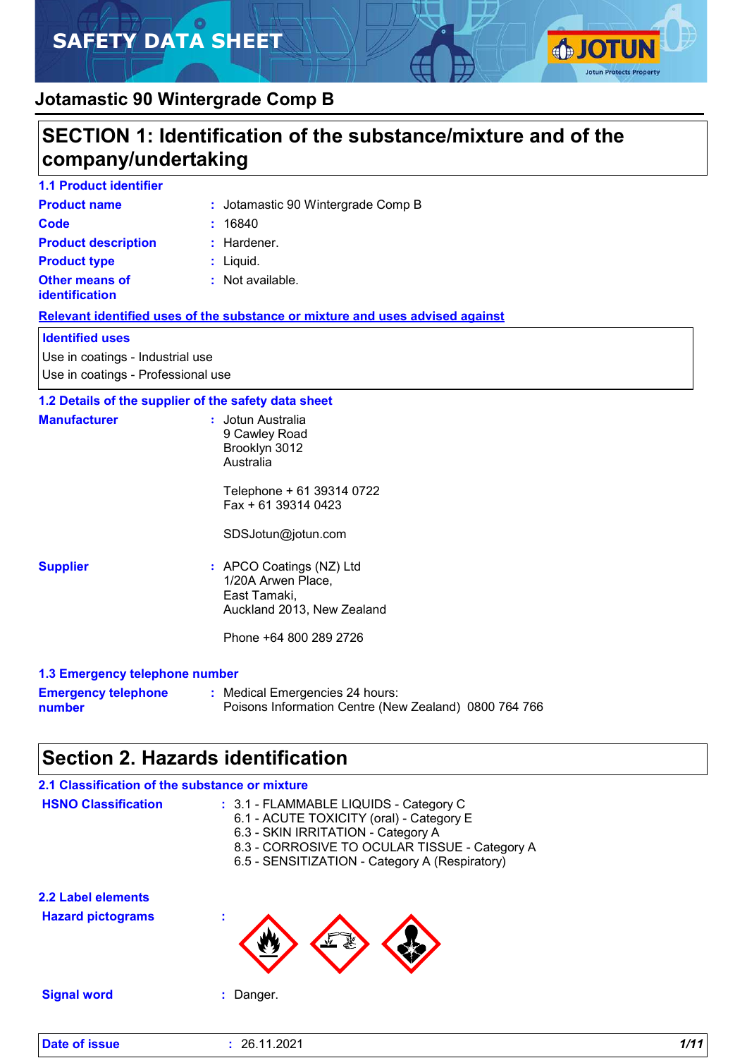# SAFETY DATA SHEET

## Jotamastic 90 Wintergrade Comp B

## SECTION 1: Identification of the substance/mixture and of the company/undertaking

### 1.1 Product identifier

**Product name** : Jotamastic 90 Wintergrade Comp B

**Code** : 16840

**Product description** : Hardener.

**Product type** : Liquid.

**Other means of identification** : Not available.

**Relevant identified uses of the substance or mixture and uses advised against**

**Identified uses**

Use in coatings - Industrial use
Use in coatings - Professional use

### 1.2 Details of the supplier of the safety data sheet

**Manufacturer** : Jotun Australia
9 Cawley Road
Brooklyn 3012
Australia

Telephone + 61 39314 0722
Fax + 61 39314 0423

SDSJotun@jotun.com

**Supplier** : APCO Coatings (NZ) Ltd
1/20A Arwen Place,
East Tamaki,
Auckland 2013, New Zealand

Phone +64 800 289 2726

### 1.3 Emergency telephone number

**Emergency telephone number** : Medical Emergencies 24 hours:
Poisons Information Centre (New Zealand) 0800 764 766

## Section 2. Hazards identification

### 2.1 Classification of the substance or mixture

**HSNO Classification** : 3.1 - FLAMMABLE LIQUIDS - Category C
6.1 - ACUTE TOXICITY (oral) - Category E
6.3 - SKIN IRRITATION - Category A
8.3 - CORROSIVE TO OCULAR TISSUE - Category A
6.5 - SENSITIZATION - Category A (Respiratory)

### 2.2 Label elements

**Hazard pictograms** :

**Signal word** : Danger.

**Date of issue** : 26.11.2021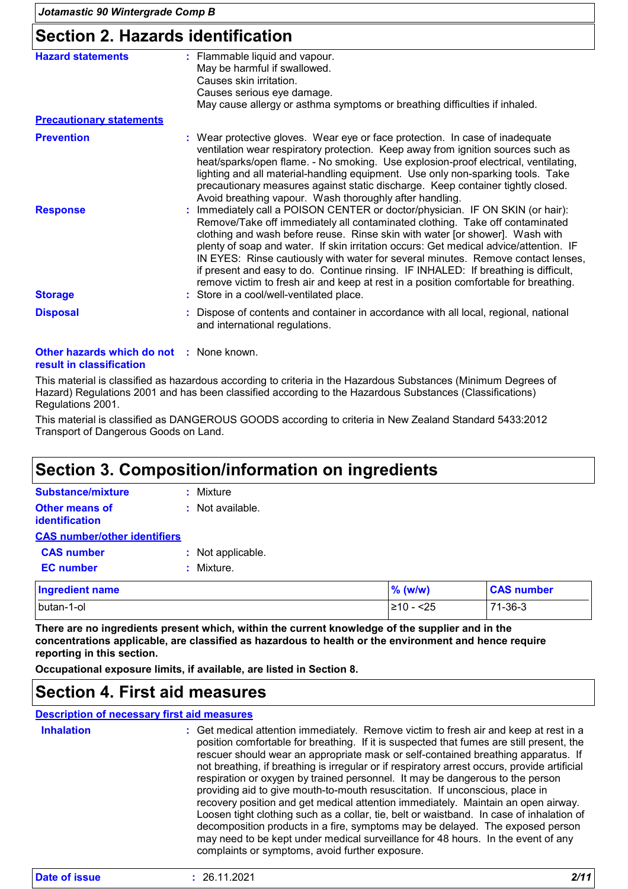## Section 2. Hazards identification

**Hazard statements** : Flammable liquid and vapour.
May be harmful if swallowed.
Causes skin irritation.
Causes serious eye damage.
May cause allergy or asthma symptoms or breathing difficulties if inhaled.

**Precautionary statements**

**Prevention** : Wear protective gloves. Wear eye or face protection. In case of inadequate ventilation wear respiratory protection. Keep away from ignition sources such as heat/sparks/open flame. - No smoking. Use explosion-proof electrical, ventilating, lighting and all material-handling equipment. Use only non-sparking tools. Take precautionary measures against static discharge. Keep container tightly closed. Avoid breathing vapour. Wash thoroughly after handling.

**Response** : Immediately call a POISON CENTER or doctor/physician. IF ON SKIN (or hair): Remove/Take off immediately all contaminated clothing. Take off contaminated clothing and wash before reuse. Rinse skin with water [or shower]. Wash with plenty of soap and water. If skin irritation occurs: Get medical advice/attention. IF IN EYES: Rinse cautiously with water for several minutes. Remove contact lenses, if present and easy to do. Continue rinsing. IF INHALED: If breathing is difficult, remove victim to fresh air and keep at rest in a position comfortable for breathing.

**Storage** : Store in a cool/well-ventilated place.

**Disposal** : Dispose of contents and container in accordance with all local, regional, national and international regulations.

**Other hazards which do not result in classification** : None known.

This material is classified as hazardous according to criteria in the Hazardous Substances (Minimum Degrees of Hazard) Regulations 2001 and has been classified according to the Hazardous Substances (Classifications) Regulations 2001.

This material is classified as DANGEROUS GOODS according to criteria in New Zealand Standard 5433:2012 Transport of Dangerous Goods on Land.

## Section 3. Composition/information on ingredients

**Substance/mixture** : Mixture

**Other means of identification** : Not available.

**CAS number/other identifiers**

**CAS number** : Not applicable.

**EC number** : Mixture.

| Ingredient name | % (w/w) | CAS number |
|---|---|---|
| butan-1-ol | ≥10 - <25 | 71-36-3 |

**There are no ingredients present which, within the current knowledge of the supplier and in the concentrations applicable, are classified as hazardous to health or the environment and hence require reporting in this section.**

**Occupational exposure limits, if available, are listed in Section 8.**

## Section 4. First aid measures

**Description of necessary first aid measures**

**Inhalation** : Get medical attention immediately. Remove victim to fresh air and keep at rest in a position comfortable for breathing. If it is suspected that fumes are still present, the rescuer should wear an appropriate mask or self-contained breathing apparatus. If not breathing, if breathing is irregular or if respiratory arrest occurs, provide artificial respiration or oxygen by trained personnel. It may be dangerous to the person providing aid to give mouth-to-mouth resuscitation. If unconscious, place in recovery position and get medical attention immediately. Maintain an open airway. Loosen tight clothing such as a collar, tie, belt or waistband. In case of inhalation of decomposition products in a fire, symptoms may be delayed. The exposed person may need to be kept under medical surveillance for 48 hours. In the event of any complaints or symptoms, avoid further exposure.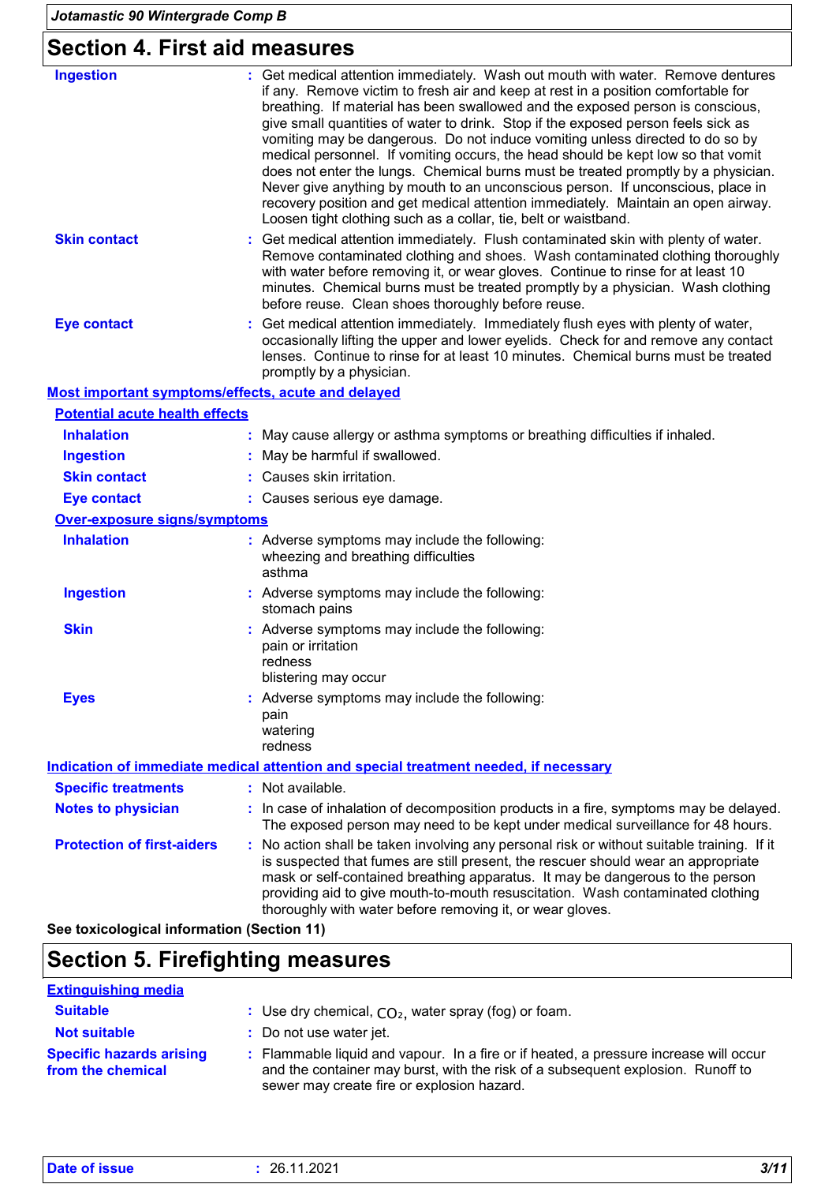## Section 4. First aid measures

**Ingestion** : Get medical attention immediately. Wash out mouth with water. Remove dentures if any. Remove victim to fresh air and keep at rest in a position comfortable for breathing. If material has been swallowed and the exposed person is conscious, give small quantities of water to drink. Stop if the exposed person feels sick as vomiting may be dangerous. Do not induce vomiting unless directed to do so by medical personnel. If vomiting occurs, the head should be kept low so that vomit does not enter the lungs. Chemical burns must be treated promptly by a physician. Never give anything by mouth to an unconscious person. If unconscious, place in recovery position and get medical attention immediately. Maintain an open airway. Loosen tight clothing such as a collar, tie, belt or waistband.

**Skin contact** : Get medical attention immediately. Flush contaminated skin with plenty of water. Remove contaminated clothing and shoes. Wash contaminated clothing thoroughly with water before removing it, or wear gloves. Continue to rinse for at least 10 minutes. Chemical burns must be treated promptly by a physician. Wash clothing before reuse. Clean shoes thoroughly before reuse.

**Eye contact** : Get medical attention immediately. Immediately flush eyes with plenty of water, occasionally lifting the upper and lower eyelids. Check for and remove any contact lenses. Continue to rinse for at least 10 minutes. Chemical burns must be treated promptly by a physician.

### Most important symptoms/effects, acute and delayed

#### Potential acute health effects

**Inhalation** : May cause allergy or asthma symptoms or breathing difficulties if inhaled.

**Ingestion** : May be harmful if swallowed.

**Skin contact** : Causes skin irritation.

**Eye contact** : Causes serious eye damage.

#### Over-exposure signs/symptoms

**Inhalation** : Adverse symptoms may include the following:
wheezing and breathing difficulties
asthma

**Ingestion** : Adverse symptoms may include the following:
stomach pains

**Skin** : Adverse symptoms may include the following:
pain or irritation
redness
blistering may occur

**Eyes** : Adverse symptoms may include the following:
pain
watering
redness

### Indication of immediate medical attention and special treatment needed, if necessary

**Specific treatments** : Not available.

**Notes to physician** : In case of inhalation of decomposition products in a fire, symptoms may be delayed. The exposed person may need to be kept under medical surveillance for 48 hours.

**Protection of first-aiders** : No action shall be taken involving any personal risk or without suitable training. If it is suspected that fumes are still present, the rescuer should wear an appropriate mask or self-contained breathing apparatus. It may be dangerous to the person providing aid to give mouth-to-mouth resuscitation. Wash contaminated clothing thoroughly with water before removing it, or wear gloves.

**See toxicological information (Section 11)**

## Section 5. Firefighting measures

### Extinguishing media

**Suitable** : Use dry chemical, $CO_2$, water spray (fog) or foam.

**Not suitable** : Do not use water jet.

**Specific hazards arising from the chemical** : Flammable liquid and vapour. In a fire or if heated, a pressure increase will occur and the container may burst, with the risk of a subsequent explosion. Runoff to sewer may create fire or explosion hazard.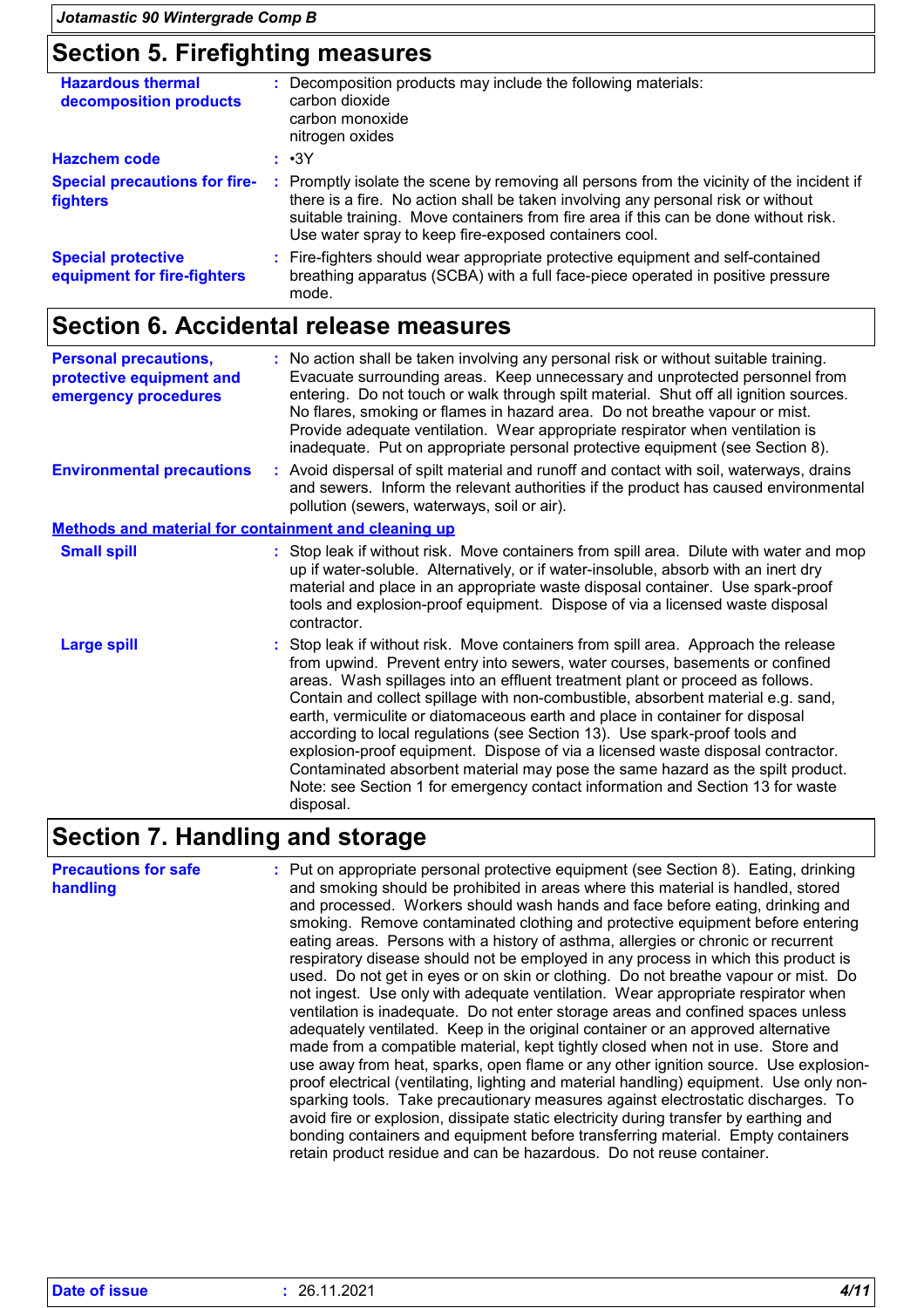## Section 5. Firefighting measures

**Hazardous thermal decomposition products** : Decomposition products may include the following materials:
carbon dioxide
carbon monoxide
nitrogen oxides

**Hazchem code** : •3Y

**Special precautions for fire-fighters** : Promptly isolate the scene by removing all persons from the vicinity of the incident if there is a fire. No action shall be taken involving any personal risk or without suitable training. Move containers from fire area if this can be done without risk. Use water spray to keep fire-exposed containers cool.

**Special protective equipment for fire-fighters** : Fire-fighters should wear appropriate protective equipment and self-contained breathing apparatus (SCBA) with a full face-piece operated in positive pressure mode.

## Section 6. Accidental release measures

**Personal precautions, protective equipment and emergency procedures** : No action shall be taken involving any personal risk or without suitable training. Evacuate surrounding areas. Keep unnecessary and unprotected personnel from entering. Do not touch or walk through spilt material. Shut off all ignition sources. No flares, smoking or flames in hazard area. Do not breathe vapour or mist. Provide adequate ventilation. Wear appropriate respirator when ventilation is inadequate. Put on appropriate personal protective equipment (see Section 8).

**Environmental precautions** : Avoid dispersal of spilt material and runoff and contact with soil, waterways, drains and sewers. Inform the relevant authorities if the product has caused environmental pollution (sewers, waterways, soil or air).

### Methods and material for containment and cleaning up

**Small spill** : Stop leak if without risk. Move containers from spill area. Dilute with water and mop up if water-soluble. Alternatively, or if water-insoluble, absorb with an inert dry material and place in an appropriate waste disposal container. Use spark-proof tools and explosion-proof equipment. Dispose of via a licensed waste disposal contractor.

**Large spill** : Stop leak if without risk. Move containers from spill area. Approach the release from upwind. Prevent entry into sewers, water courses, basements or confined areas. Wash spillages into an effluent treatment plant or proceed as follows. Contain and collect spillage with non-combustible, absorbent material e.g. sand, earth, vermiculite or diatomaceous earth and place in container for disposal according to local regulations (see Section 13). Use spark-proof tools and explosion-proof equipment. Dispose of via a licensed waste disposal contractor. Contaminated absorbent material may pose the same hazard as the spilt product. Note: see Section 1 for emergency contact information and Section 13 for waste disposal.

## Section 7. Handling and storage

**Precautions for safe handling** : Put on appropriate personal protective equipment (see Section 8). Eating, drinking and smoking should be prohibited in areas where this material is handled, stored and processed. Workers should wash hands and face before eating, drinking and smoking. Remove contaminated clothing and protective equipment before entering eating areas. Persons with a history of asthma, allergies or chronic or recurrent respiratory disease should not be employed in any process in which this product is used. Do not get in eyes or on skin or clothing. Do not breathe vapour or mist. Do not ingest. Use only with adequate ventilation. Wear appropriate respirator when ventilation is inadequate. Do not enter storage areas and confined spaces unless adequately ventilated. Keep in the original container or an approved alternative made from a compatible material, kept tightly closed when not in use. Store and use away from heat, sparks, open flame or any other ignition source. Use explosion-proof electrical (ventilating, lighting and material handling) equipment. Use only non-sparking tools. Take precautionary measures against electrostatic discharges. To avoid fire or explosion, dissipate static electricity during transfer by earthing and bonding containers and equipment before transferring material. Empty containers retain product residue and can be hazardous. Do not reuse container.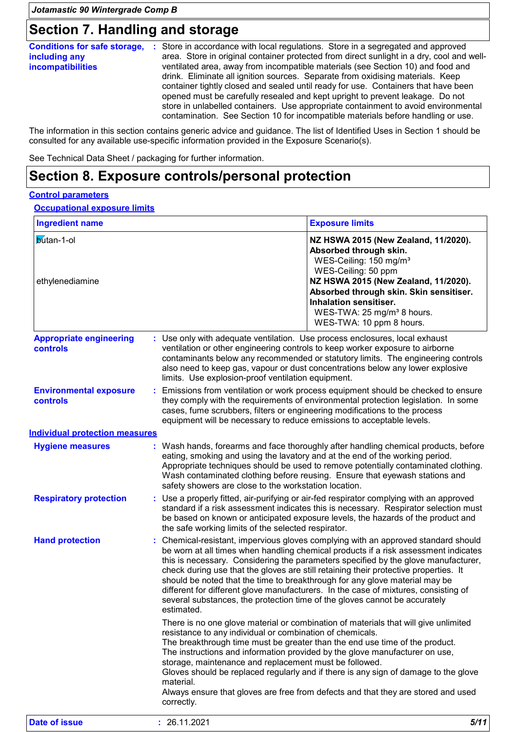## Section 7. Handling and storage

**Conditions for safe storage, including any incompatibilities** : Store in accordance with local regulations. Store in a segregated and approved area. Store in original container protected from direct sunlight in a dry, cool and well-ventilated area, away from incompatible materials (see Section 10) and food and drink. Eliminate all ignition sources. Separate from oxidising materials. Keep container tightly closed and sealed until ready for use. Containers that have been opened must be carefully resealed and kept upright to prevent leakage. Do not store in unlabelled containers. Use appropriate containment to avoid environmental contamination. See Section 10 for incompatible materials before handling or use.

The information in this section contains generic advice and guidance. The list of Identified Uses in Section 1 should be consulted for any available use-specific information provided in the Exposure Scenario(s).

See Technical Data Sheet / packaging for further information.

## Section 8. Exposure controls/personal protection

### Control parameters

#### Occupational exposure limits

| Ingredient name | Exposure limits |
|---|---|
| butan-1-ol | **NZ HSWA 2015 (New Zealand, 11/2020). Absorbed through skin.**<br>WES-Ceiling: 150 mg/m³<br>WES-Ceiling: 50 ppm |
| ethylenediamine | **NZ HSWA 2015 (New Zealand, 11/2020). Absorbed through skin. Skin sensitiser. Inhalation sensitiser.**<br>WES-TWA: 25 mg/m³ 8 hours.<br>WES-TWA: 10 ppm 8 hours. |

**Appropriate engineering controls** : Use only with adequate ventilation. Use process enclosures, local exhaust ventilation or other engineering controls to keep worker exposure to airborne contaminants below any recommended or statutory limits. The engineering controls also need to keep gas, vapour or dust concentrations below any lower explosive limits. Use explosion-proof ventilation equipment.

**Environmental exposure controls** : Emissions from ventilation or work process equipment should be checked to ensure they comply with the requirements of environmental protection legislation. In some cases, fume scrubbers, filters or engineering modifications to the process equipment will be necessary to reduce emissions to acceptable levels.

### Individual protection measures

**Hygiene measures** : Wash hands, forearms and face thoroughly after handling chemical products, before eating, smoking and using the lavatory and at the end of the working period. Appropriate techniques should be used to remove potentially contaminated clothing. Wash contaminated clothing before reusing. Ensure that eyewash stations and safety showers are close to the workstation location.

**Respiratory protection** : Use a properly fitted, air-purifying or air-fed respirator complying with an approved standard if a risk assessment indicates this is necessary. Respirator selection must be based on known or anticipated exposure levels, the hazards of the product and the safe working limits of the selected respirator.

**Hand protection** : Chemical-resistant, impervious gloves complying with an approved standard should be worn at all times when handling chemical products if a risk assessment indicates this is necessary. Considering the parameters specified by the glove manufacturer, check during use that the gloves are still retaining their protective properties. It should be noted that the time to breakthrough for any glove material may be different for different glove manufacturers. In the case of mixtures, consisting of several substances, the protection time of the gloves cannot be accurately estimated.

There is no one glove material or combination of materials that will give unlimited resistance to any individual or combination of chemicals.
The breakthrough time must be greater than the end use time of the product.
The instructions and information provided by the glove manufacturer on use, storage, maintenance and replacement must be followed.
Gloves should be replaced regularly and if there is any sign of damage to the glove material.
Always ensure that gloves are free from defects and that they are stored and used correctly.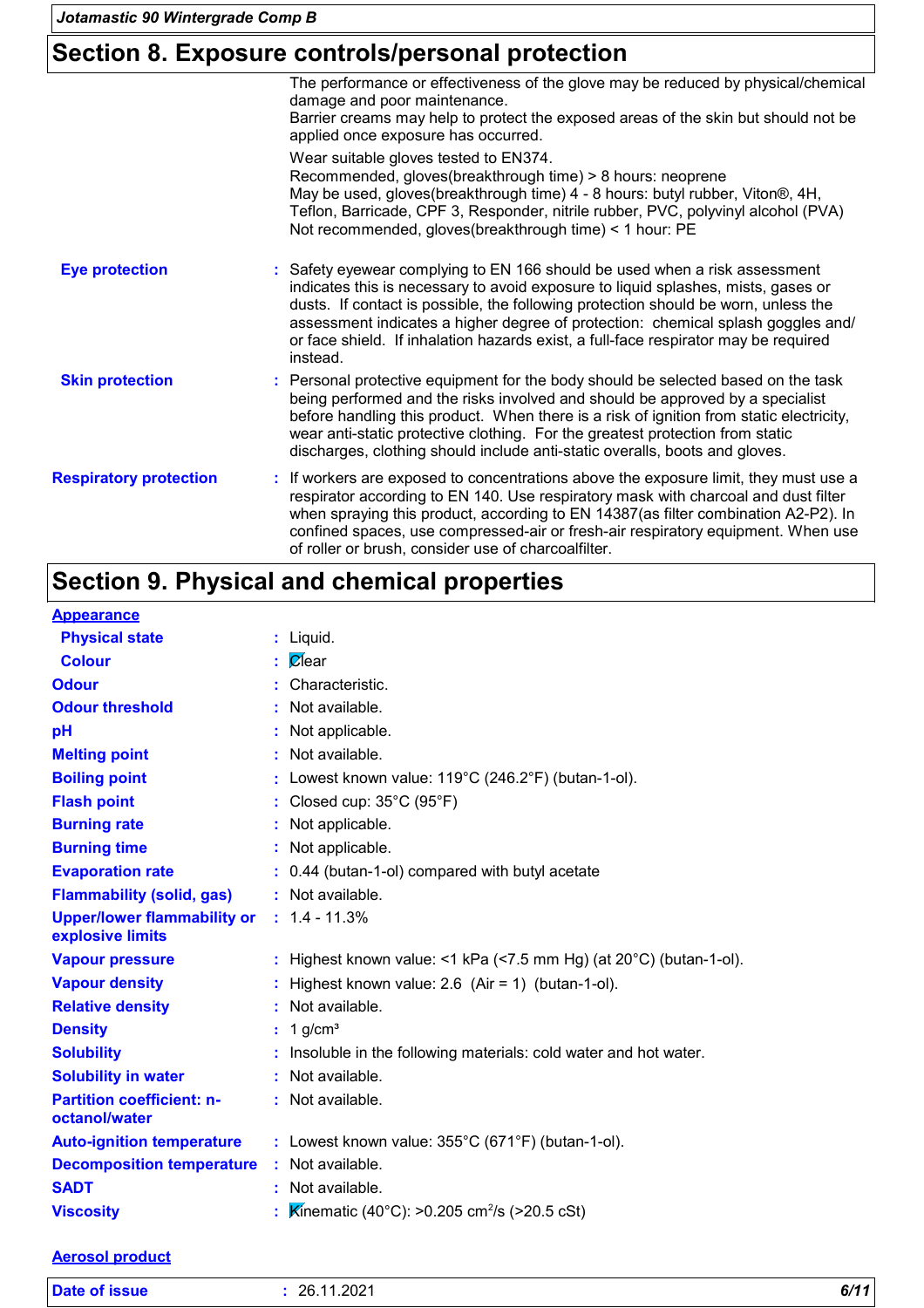## Section 8. Exposure controls/personal protection

The performance or effectiveness of the glove may be reduced by physical/chemical damage and poor maintenance.
Barrier creams may help to protect the exposed areas of the skin but should not be applied once exposure has occurred.

Wear suitable gloves tested to EN374.
Recommended, gloves(breakthrough time) > 8 hours: neoprene
May be used, gloves(breakthrough time) 4 - 8 hours: butyl rubber, Viton®, 4H, Teflon, Barricade, CPF 3, Responder, nitrile rubber, PVC, polyvinyl alcohol (PVA)
Not recommended, gloves(breakthrough time) < 1 hour: PE

**Eye protection** : Safety eyewear complying to EN 166 should be used when a risk assessment indicates this is necessary to avoid exposure to liquid splashes, mists, gases or dusts. If contact is possible, the following protection should be worn, unless the assessment indicates a higher degree of protection: chemical splash goggles and/ or face shield. If inhalation hazards exist, a full-face respirator may be required instead.

**Skin protection** : Personal protective equipment for the body should be selected based on the task being performed and the risks involved and should be approved by a specialist before handling this product. When there is a risk of ignition from static electricity, wear anti-static protective clothing. For the greatest protection from static discharges, clothing should include anti-static overalls, boots and gloves.

**Respiratory protection** : If workers are exposed to concentrations above the exposure limit, they must use a respirator according to EN 140. Use respiratory mask with charcoal and dust filter when spraying this product, according to EN 14387(as filter combination A2-P2). In confined spaces, use compressed-air or fresh-air respiratory equipment. When use of roller or brush, consider use of charcoalfilter.

## Section 9. Physical and chemical properties

**Appearance**

| | |
|---|---|
| **Physical state** | : Liquid. |
| **Colour** | : Clear |
| **Odour** | : Characteristic. |
| **Odour threshold** | : Not available. |
| **pH** | : Not applicable. |
| **Melting point** | : Not available. |
| **Boiling point** | : Lowest known value: 119°C (246.2°F) (butan-1-ol). |
| **Flash point** | : Closed cup: 35°C (95°F) |
| **Burning rate** | : Not applicable. |
| **Burning time** | : Not applicable. |
| **Evaporation rate** | : 0.44 (butan-1-ol) compared with butyl acetate |
| **Flammability (solid, gas)** | : Not available. |
| **Upper/lower flammability or explosive limits** | : 1.4 - 11.3% |
| **Vapour pressure** | : Highest known value: <1 kPa (<7.5 mm Hg) (at 20°C) (butan-1-ol). |
| **Vapour density** | : Highest known value: 2.6 (Air = 1) (butan-1-ol). |
| **Relative density** | : Not available. |
| **Density** | : 1 g/cm³ |
| **Solubility** | : Insoluble in the following materials: cold water and hot water. |
| **Solubility in water** | : Not available. |
| **Partition coefficient: n-octanol/water** | : Not available. |
| **Auto-ignition temperature** | : Lowest known value: 355°C (671°F) (butan-1-ol). |
| **Decomposition temperature** | : Not available. |
| **SADT** | : Not available. |
| **Viscosity** | : Kinematic (40°C): >0.205 $cm^2/s$ (>20.5 cSt) |

**Aerosol product**

**Date of issue** : 26.11.2021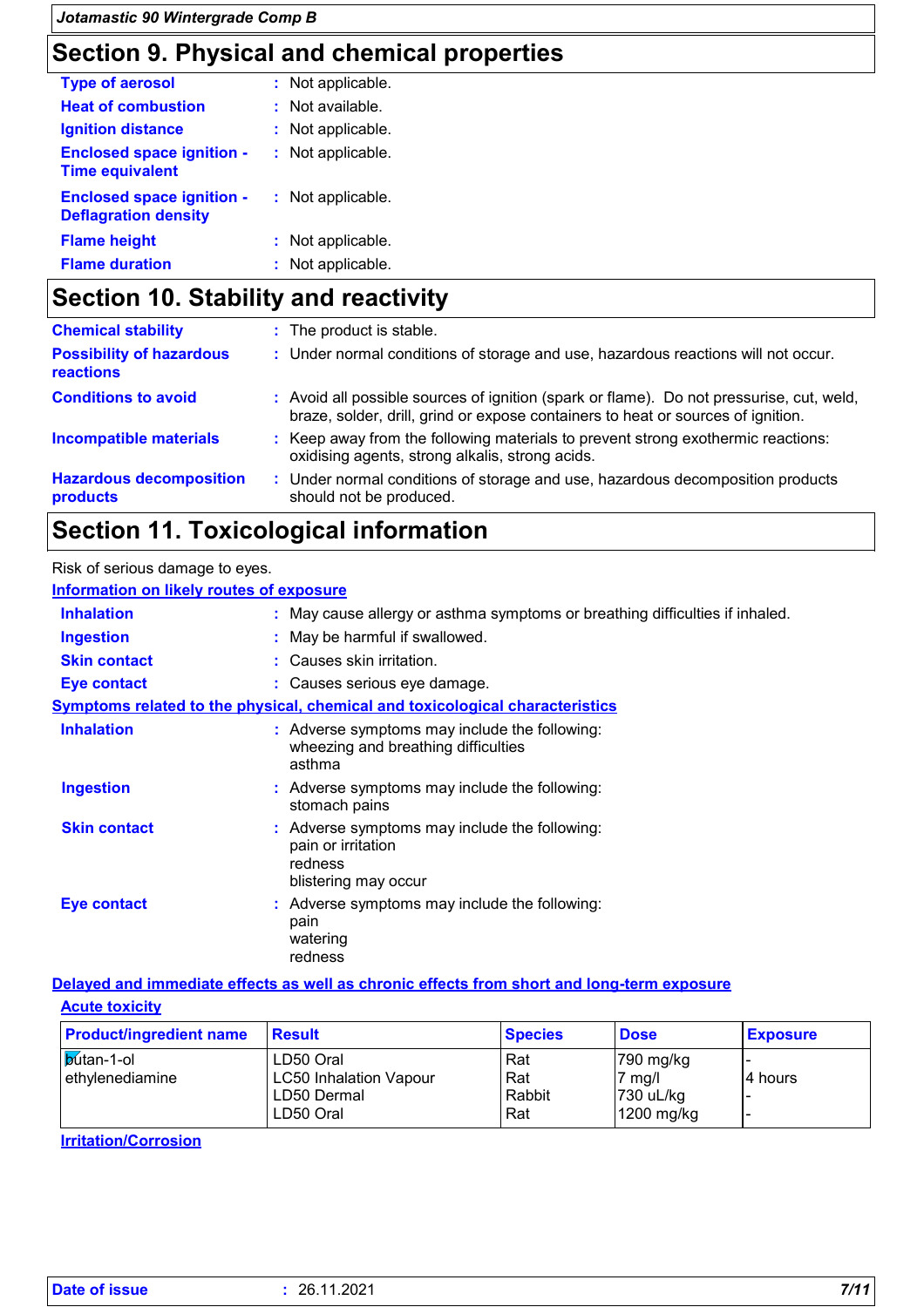## Section 9. Physical and chemical properties

**Type of aerosol** : Not applicable.

**Heat of combustion** : Not available.

**Ignition distance** : Not applicable.

**Enclosed space ignition - Time equivalent** : Not applicable.

**Enclosed space ignition - Deflagration density** : Not applicable.

**Flame height** : Not applicable.

**Flame duration** : Not applicable.

## Section 10. Stability and reactivity

**Chemical stability** : The product is stable.

**Possibility of hazardous reactions** : Under normal conditions of storage and use, hazardous reactions will not occur.

**Conditions to avoid** : Avoid all possible sources of ignition (spark or flame). Do not pressurise, cut, weld, braze, solder, drill, grind or expose containers to heat or sources of ignition.

**Incompatible materials** : Keep away from the following materials to prevent strong exothermic reactions: oxidising agents, strong alkalis, strong acids.

**Hazardous decomposition products** : Under normal conditions of storage and use, hazardous decomposition products should not be produced.

## Section 11. Toxicological information

Risk of serious damage to eyes.

**Information on likely routes of exposure**

**Inhalation** : May cause allergy or asthma symptoms or breathing difficulties if inhaled.

**Ingestion** : May be harmful if swallowed.

**Skin contact** : Causes skin irritation.

**Eye contact** : Causes serious eye damage.

**Symptoms related to the physical, chemical and toxicological characteristics**

**Inhalation** : Adverse symptoms may include the following:
wheezing and breathing difficulties
asthma

**Ingestion** : Adverse symptoms may include the following:
stomach pains

**Skin contact** : Adverse symptoms may include the following:
pain or irritation
redness
blistering may occur

**Eye contact** : Adverse symptoms may include the following:
pain
watering
redness

**Delayed and immediate effects as well as chronic effects from short and long-term exposure**

**Acute toxicity**

| Product/ingredient name | Result | Species | Dose | Exposure |
|---|---|---|---|---|
| butan-1-ol | LD50 Oral | Rat | 790 mg/kg | - |
| ethylenediamine | LC50 Inhalation Vapour | Rat | 7 mg/l | 4 hours |
| | LD50 Dermal | Rabbit | 730 uL/kg | - |
| | LD50 Oral | Rat | 1200 mg/kg | - |

**Irritation/Corrosion**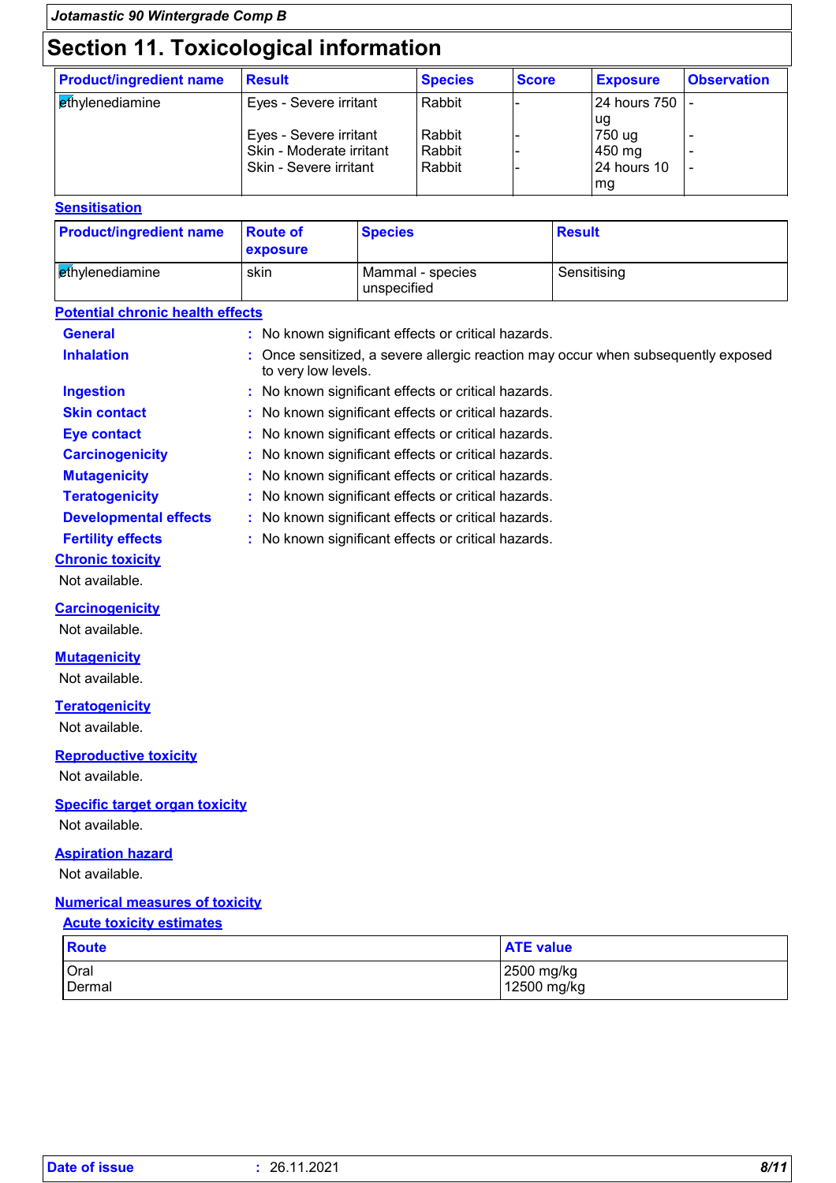# Section 11. Toxicological information

| Product/ingredient name | Result | Species | Score | Exposure | Observation |
|---|---|---|---|---|---|
| ethylenediamine | Eyes - Severe irritant | Rabbit | - | 24 hours 750 ug | - |
| | Eyes - Severe irritant | Rabbit | - | 750 ug | - |
| | Skin - Moderate irritant | Rabbit | - | 450 mg | - |
| | Skin - Severe irritant | Rabbit | - | 24 hours 10 mg | - |

**Sensitisation**

| Product/ingredient name | Route of exposure | Species | Result |
|---|---|---|---|
| ethylenediamine | skin | Mammal - species unspecified | Sensitising |

**Potential chronic health effects**

**General** : No known significant effects or critical hazards.

**Inhalation** : Once sensitized, a severe allergic reaction may occur when subsequently exposed to very low levels.

**Ingestion** : No known significant effects or critical hazards.

**Skin contact** : No known significant effects or critical hazards.

**Eye contact** : No known significant effects or critical hazards.

**Carcinogenicity** : No known significant effects or critical hazards.

**Mutagenicity** : No known significant effects or critical hazards.

**Teratogenicity** : No known significant effects or critical hazards.

**Developmental effects** : No known significant effects or critical hazards.

**Fertility effects** : No known significant effects or critical hazards.

**Chronic toxicity**

Not available.

**Carcinogenicity**

Not available.

**Mutagenicity**

Not available.

**Teratogenicity**

Not available.

**Reproductive toxicity**

Not available.

**Specific target organ toxicity**

Not available.

**Aspiration hazard**

Not available.

**Numerical measures of toxicity**

**Acute toxicity estimates**

| Route | ATE value |
|---|---|
| Oral | 2500 mg/kg |
| Dermal | 12500 mg/kg |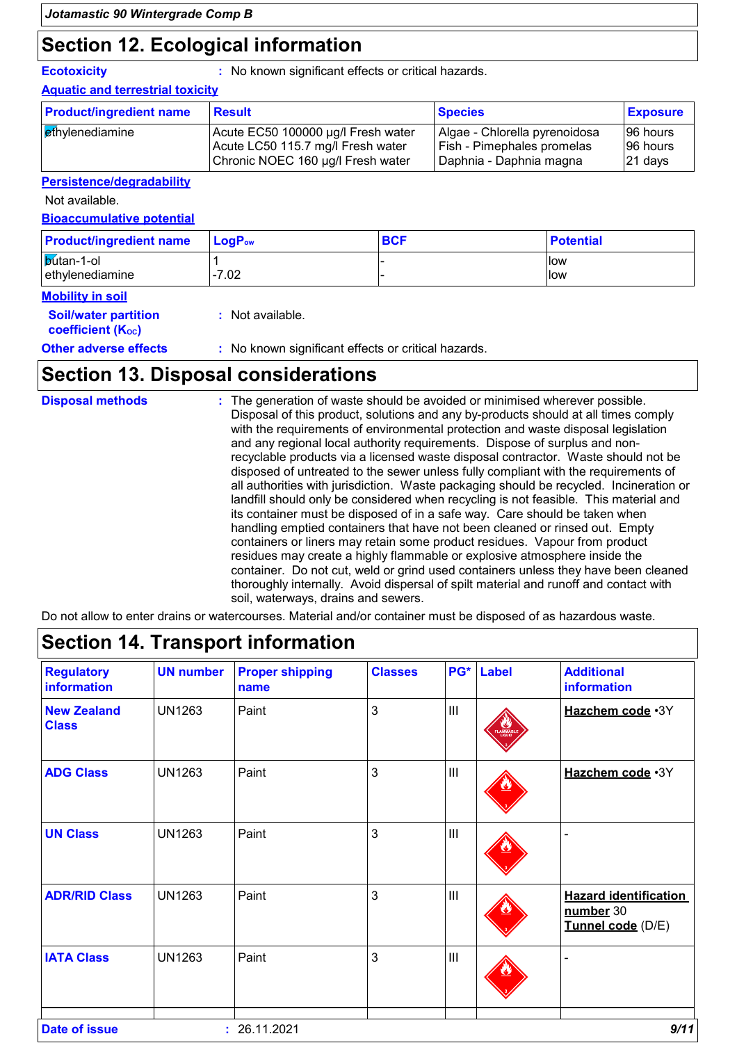# Section 12. Ecological information

**Ecotoxicity** : No known significant effects or critical hazards.

**Aquatic and terrestrial toxicity**

| Product/ingredient name | Result | Species | Exposure |
|---|---|---|---|
| ethylenediamine | Acute EC50 100000 µg/l Fresh water<br>Acute LC50 115.7 mg/l Fresh water<br>Chronic NOEC 160 µg/l Fresh water | Algae - Chlorella pyrenoidosa<br>Fish - Pimephales promelas<br>Daphnia - Daphnia magna | 96 hours<br>96 hours<br>21 days |

**Persistence/degradability**

Not available.

**Bioaccumulative potential**

| Product/ingredient name | $LogP_{ow}$ | BCF | Potential |
|---|---|---|---|
| butan-1-ol | 1 | - | low |
| ethylenediamine | -7.02 | - | low |

**Mobility in soil**

**Soil/water partition coefficient ($K_{OC}$)** : Not available.

**Other adverse effects** : No known significant effects or critical hazards.

# Section 13. Disposal considerations

**Disposal methods** : The generation of waste should be avoided or minimised wherever possible. Disposal of this product, solutions and any by-products should at all times comply with the requirements of environmental protection and waste disposal legislation and any regional local authority requirements. Dispose of surplus and non-recyclable products via a licensed waste disposal contractor. Waste should not be disposed of untreated to the sewer unless fully compliant with the requirements of all authorities with jurisdiction. Waste packaging should be recycled. Incineration or landfill should only be considered when recycling is not feasible. This material and its container must be disposed of in a safe way. Care should be taken when handling emptied containers that have not been cleaned or rinsed out. Empty containers or liners may retain some product residues. Vapour from product residues may create a highly flammable or explosive atmosphere inside the container. Do not cut, weld or grind used containers unless they have been cleaned thoroughly internally. Avoid dispersal of spilt material and runoff and contact with soil, waterways, drains and sewers.

Do not allow to enter drains or watercourses. Material and/or container must be disposed of as hazardous waste.

# Section 14. Transport information

| Regulatory information | UN number | Proper shipping name | Classes | PG* | Label | Additional information |
|---|---|---|---|---|---|---|
| New Zealand Class | UN1263 | Paint | 3 | III | | Hazchem code •3Y |
| ADG Class | UN1263 | Paint | 3 | III | | Hazchem code •3Y |
| UN Class | UN1263 | Paint | 3 | III | | - |
| ADR/RID Class | UN1263 | Paint | 3 | III | | Hazard identification number 30<br>Tunnel code (D/E) |
| IATA Class | UN1263 | Paint | 3 | III | | - |

**Date of issue** : 26.11.2021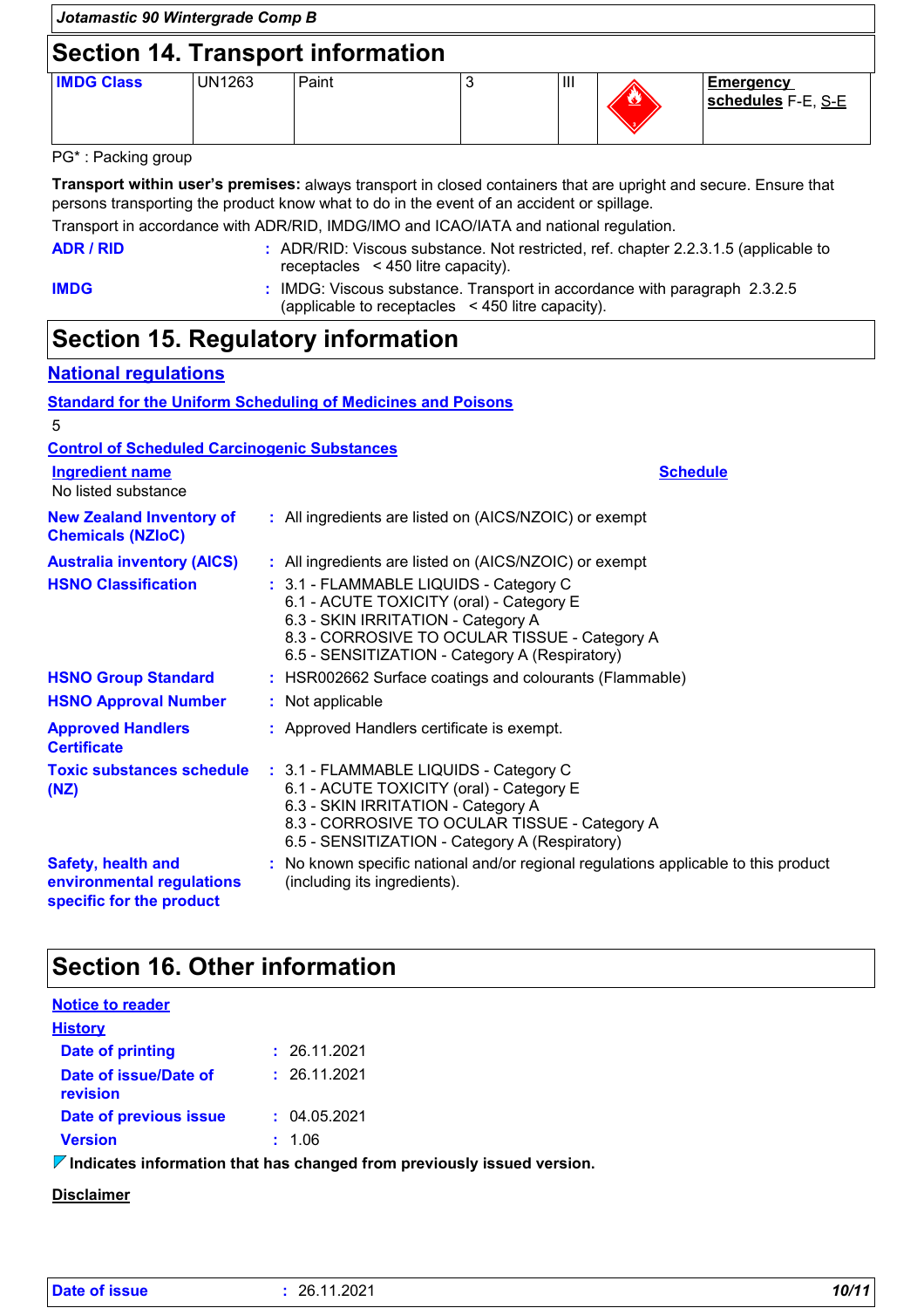## Section 14. Transport information

| IMDG Class | UN1263 | Paint | 3 | III | | Emergency schedules F-E, S-E |
|---|---|---|---|---|---|---|

PG* : Packing group

**Transport within user's premises:** always transport in closed containers that are upright and secure. Ensure that persons transporting the product know what to do in the event of an accident or spillage.

Transport in accordance with ADR/RID, IMDG/IMO and ICAO/IATA and national regulation.

**ADR / RID** : ADR/RID: Viscous substance. Not restricted, ref. chapter 2.2.3.1.5 (applicable to receptacles < 450 litre capacity).

**IMDG** : IMDG: Viscous substance. Transport in accordance with paragraph 2.3.2.5 (applicable to receptacles < 450 litre capacity).

## Section 15. Regulatory information

### National regulations

**Standard for the Uniform Scheduling of Medicines and Poisons**

5

**Control of Scheduled Carcinogenic Substances**

| Ingredient name | Schedule |
|---|---|
| No listed substance | |

**New Zealand Inventory of Chemicals (NZIoC)** : All ingredients are listed on (AICS/NZOIC) or exempt

**Australia inventory (AICS)** : All ingredients are listed on (AICS/NZOIC) or exempt

**HSNO Classification** : 3.1 - FLAMMABLE LIQUIDS - Category C
6.1 - ACUTE TOXICITY (oral) - Category E
6.3 - SKIN IRRITATION - Category A
8.3 - CORROSIVE TO OCULAR TISSUE - Category A
6.5 - SENSITIZATION - Category A (Respiratory)

**HSNO Group Standard** : HSR002662 Surface coatings and colourants (Flammable)

**HSNO Approval Number** : Not applicable

**Approved Handlers Certificate** : Approved Handlers certificate is exempt.

**Toxic substances schedule (NZ)** : 3.1 - FLAMMABLE LIQUIDS - Category C
6.1 - ACUTE TOXICITY (oral) - Category E
6.3 - SKIN IRRITATION - Category A
8.3 - CORROSIVE TO OCULAR TISSUE - Category A
6.5 - SENSITIZATION - Category A (Respiratory)

**Safety, health and environmental regulations specific for the product** : No known specific national and/or regional regulations applicable to this product (including its ingredients).

## Section 16. Other information

**Notice to reader**

**History**

**Date of printing** : 26.11.2021

**Date of issue/Date of revision** : 26.11.2021

**Date of previous issue** : 04.05.2021

**Version** : 1.06

**Indicates information that has changed from previously issued version.**

**Disclaimer**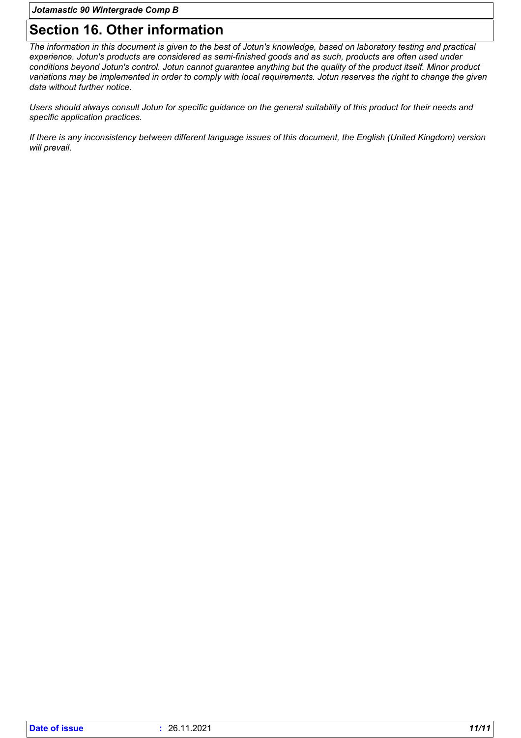## Section 16. Other information

*The information in this document is given to the best of Jotun's knowledge, based on laboratory testing and practical experience. Jotun's products are considered as semi-finished goods and as such, products are often used under conditions beyond Jotun's control. Jotun cannot guarantee anything but the quality of the product itself. Minor product variations may be implemented in order to comply with local requirements. Jotun reserves the right to change the given data without further notice.*

*Users should always consult Jotun for specific guidance on the general suitability of this product for their needs and specific application practices.*

*If there is any inconsistency between different language issues of this document, the English (United Kingdom) version will prevail.*